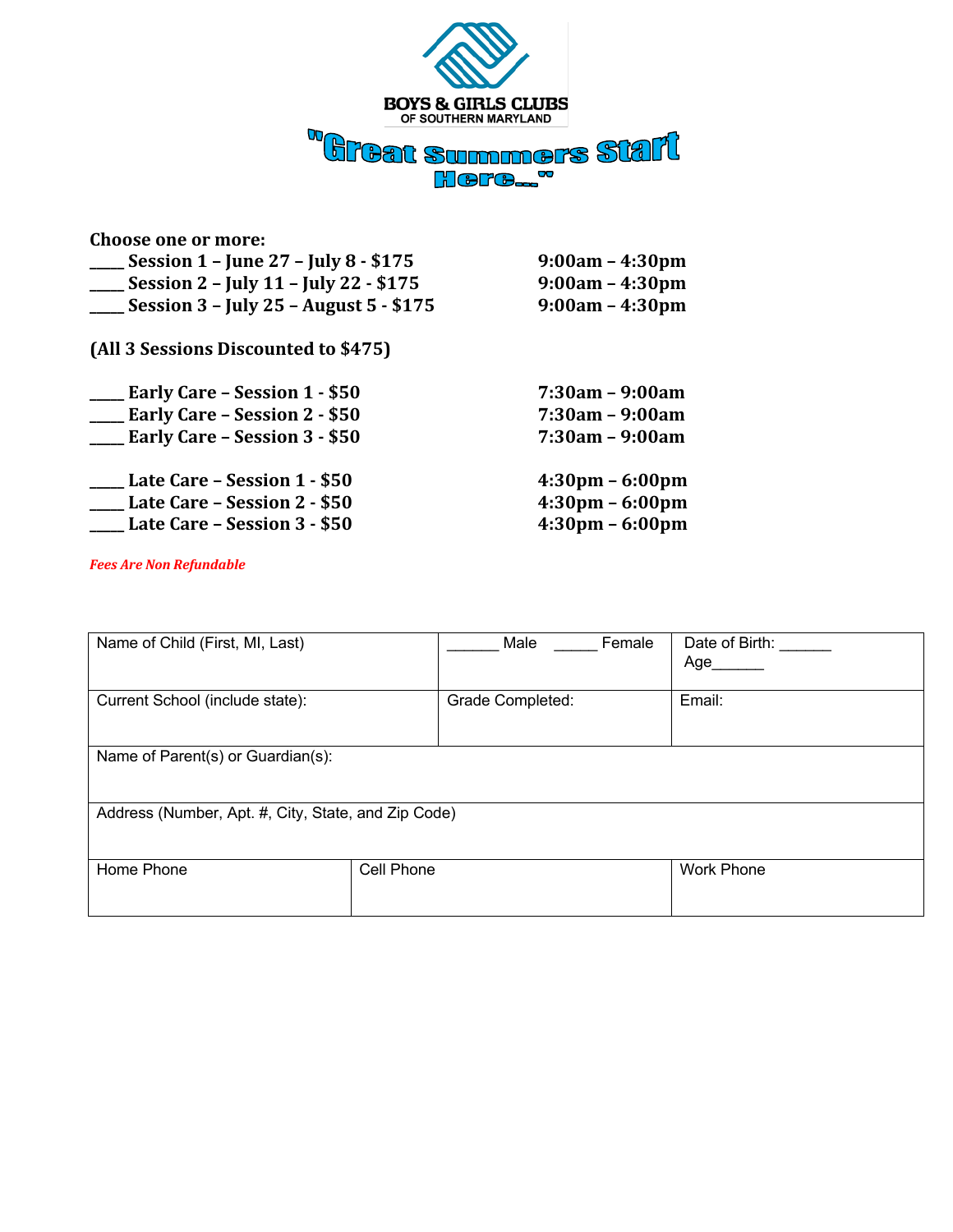# BOYS & GIRLS CLUBS OF SOUTHERN MARYLAND

## "Great Summers Start Here…"

**Choose one or more:**

**____ Session 1 – June 27 – July 8 - $175** 9:00am – 4:30pm
**____ Session 2 – July 11 – July 22 - $175** 9:00am – 4:30pm
**____ Session 3 – July 25 – August 5 - $175** 9:00am – 4:30pm

**(All 3 Sessions Discounted to $475)**

**____ Early Care – Session 1 - $50** 7:30am – 9:00am
**____ Early Care – Session 2 - $50** 7:30am – 9:00am
**____ Early Care – Session 3 - $50** 7:30am – 9:00am

**____ Late Care – Session 1 - $50** 4:30pm – 6:00pm
**____ Late Care – Session 2 - $50** 4:30pm – 6:00pm
**____ Late Care – Session 3 - $50** 4:30pm – 6:00pm

***Fees Are Non Refundable***

| Name of Child (First, MI, Last) | ______ Male _____ Female | Date of Birth: ______ Age______ |
|---|---|---|
| Current School (include state): | Grade Completed: | Email: |
| Name of Parent(s) or Guardian(s): | | |
| Address (Number, Apt. #, City, State, and Zip Code) | | |
| Home Phone | Cell Phone | Work Phone |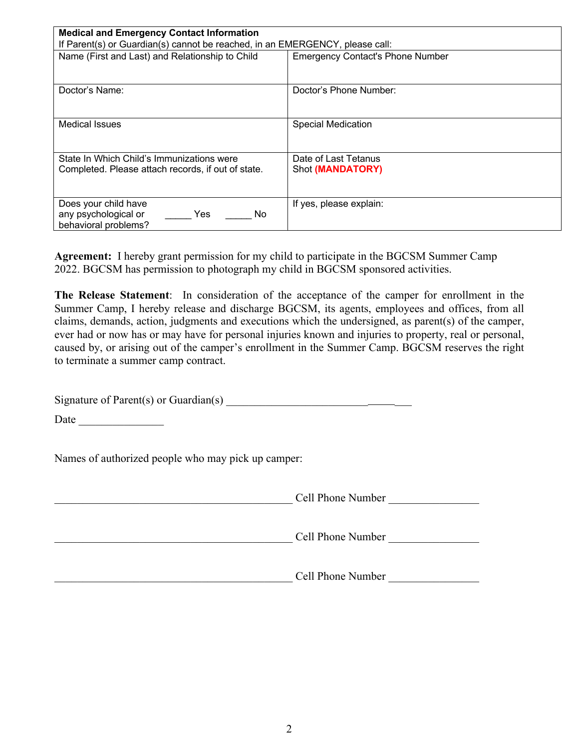| Medical and Emergency Contact Information<br>If Parent(s) or Guardian(s) cannot be reached, in an EMERGENCY, please call: | |
|---|---|
| Name (First and Last) and Relationship to Child | Emergency Contact's Phone Number |
| Doctor's Name: | Doctor's Phone Number: |
| Medical Issues | Special Medication |
| State In Which Child's Immunizations were Completed. Please attach records, if out of state. | Date of Last Tetanus Shot **(MANDATORY)** |
| Does your child have any psychological or behavioral problems? _____ Yes _____ No | If yes, please explain: |

**Agreement:** I hereby grant permission for my child to participate in the BGCSM Summer Camp 2022. BGCSM has permission to photograph my child in BGCSM sponsored activities.

**The Release Statement**: In consideration of the acceptance of the camper for enrollment in the Summer Camp, I hereby release and discharge BGCSM, its agents, employees and offices, from all claims, demands, action, judgments and executions which the undersigned, as parent(s) of the camper, ever had or now has or may have for personal injuries known and injuries to property, real or personal, caused by, or arising out of the camper's enrollment in the Summer Camp. BGCSM reserves the right to terminate a summer camp contract.

Signature of Parent(s) or Guardian(s) ________________________________

Date _______________

Names of authorized people who may pick up camper:

____________________________________________ Cell Phone Number ________________

____________________________________________ Cell Phone Number ________________

____________________________________________ Cell Phone Number ________________